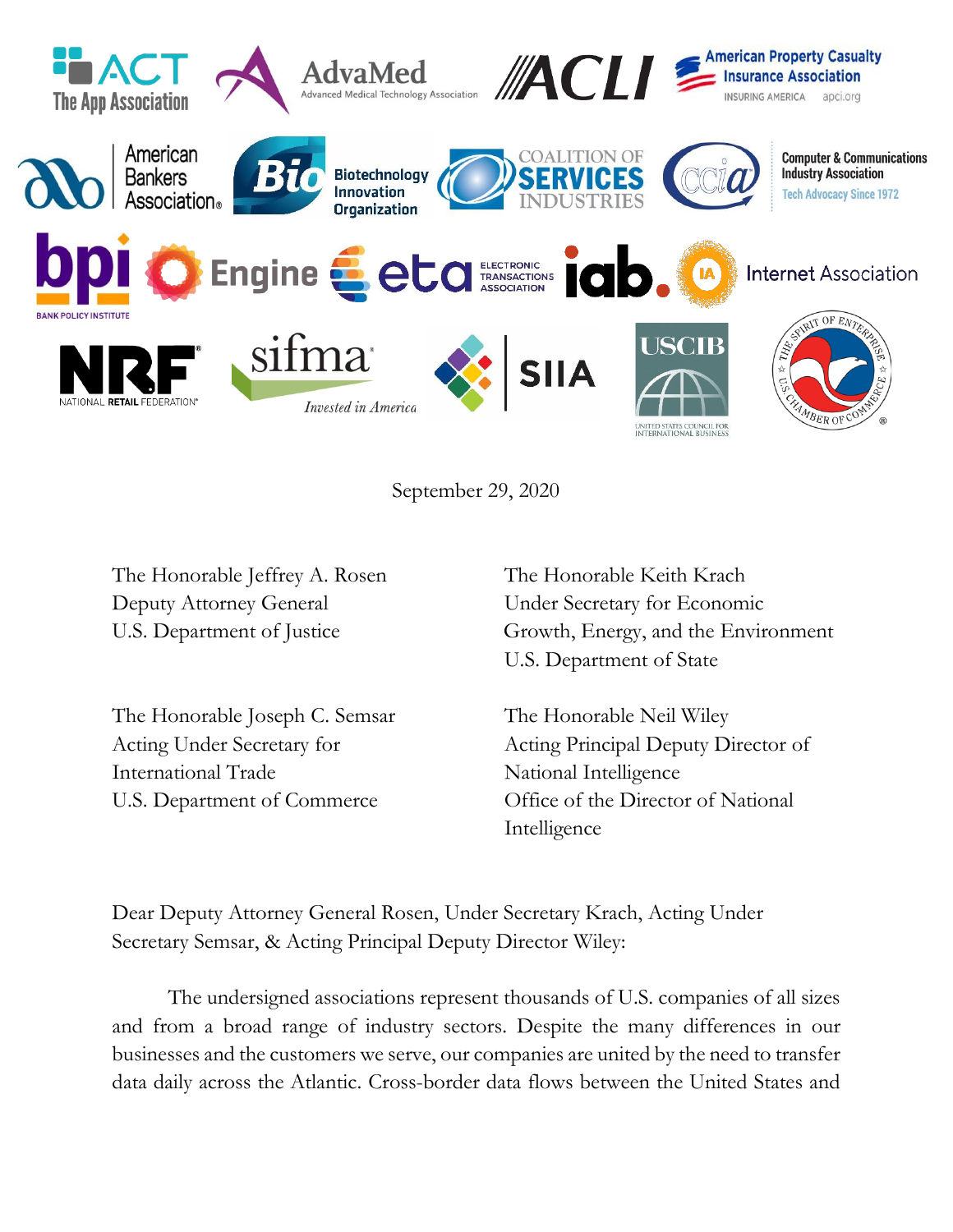September 29, 2020

The Honorable Jeffrey A. Rosen
Deputy Attorney General
U.S. Department of Justice

The Honorable Keith Krach
Under Secretary for Economic Growth, Energy, and the Environment
U.S. Department of State

The Honorable Joseph C. Semsar
Acting Under Secretary for International Trade
U.S. Department of Commerce

The Honorable Neil Wiley
Acting Principal Deputy Director of National Intelligence
Office of the Director of National Intelligence

Dear Deputy Attorney General Rosen, Under Secretary Krach, Acting Under Secretary Semsar, & Acting Principal Deputy Director Wiley:

The undersigned associations represent thousands of U.S. companies of all sizes and from a broad range of industry sectors. Despite the many differences in our businesses and the customers we serve, our companies are united by the need to transfer data daily across the Atlantic. Cross-border data flows between the United States and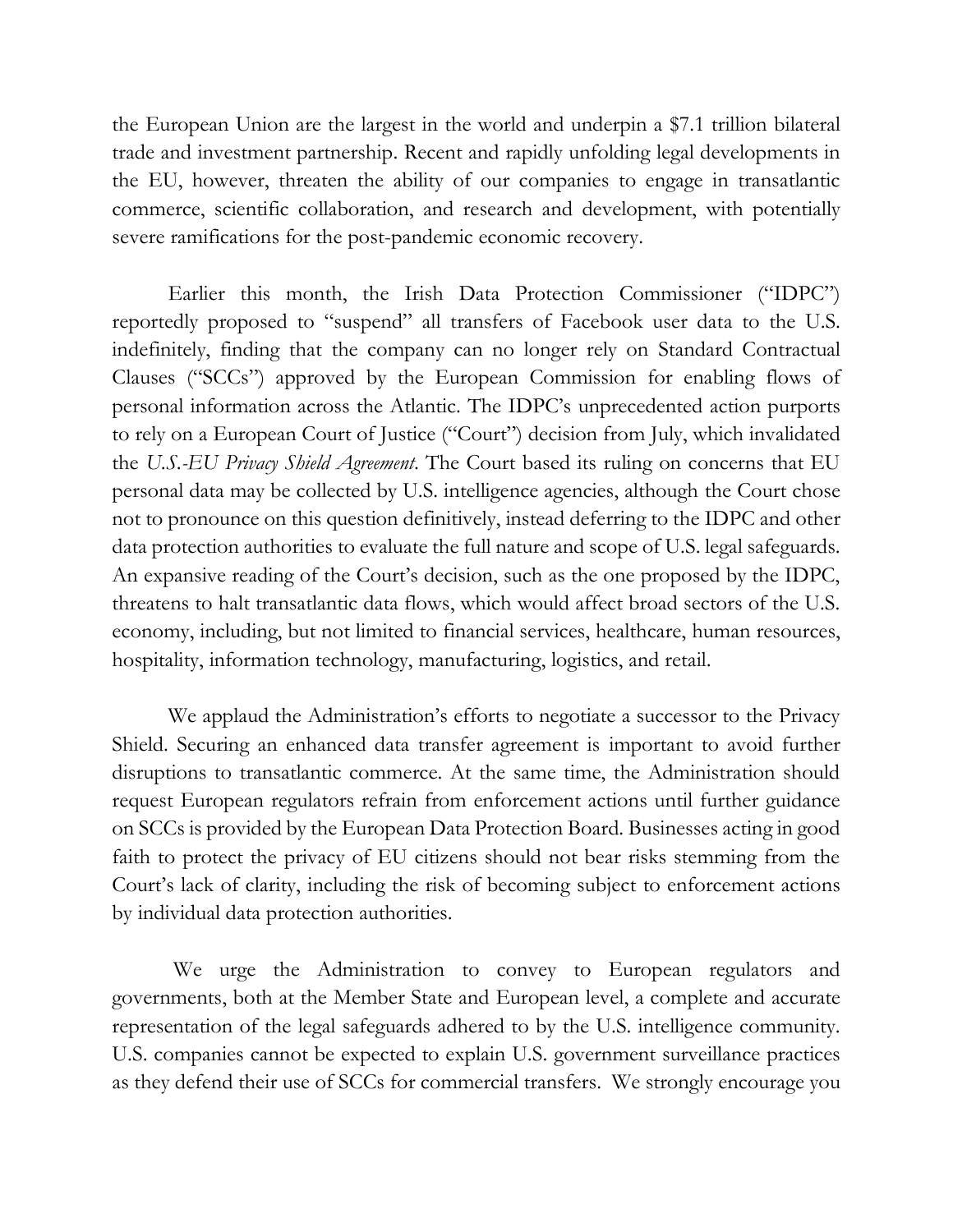the European Union are the largest in the world and underpin a $7.1 trillion bilateral trade and investment partnership. Recent and rapidly unfolding legal developments in the EU, however, threaten the ability of our companies to engage in transatlantic commerce, scientific collaboration, and research and development, with potentially severe ramifications for the post-pandemic economic recovery.

Earlier this month, the Irish Data Protection Commissioner ("IDPC") reportedly proposed to "suspend" all transfers of Facebook user data to the U.S. indefinitely, finding that the company can no longer rely on Standard Contractual Clauses ("SCCs") approved by the European Commission for enabling flows of personal information across the Atlantic. The IDPC's unprecedented action purports to rely on a European Court of Justice ("Court") decision from July, which invalidated the *U.S.-EU Privacy Shield Agreement*. The Court based its ruling on concerns that EU personal data may be collected by U.S. intelligence agencies, although the Court chose not to pronounce on this question definitively, instead deferring to the IDPC and other data protection authorities to evaluate the full nature and scope of U.S. legal safeguards. An expansive reading of the Court's decision, such as the one proposed by the IDPC, threatens to halt transatlantic data flows, which would affect broad sectors of the U.S. economy, including, but not limited to financial services, healthcare, human resources, hospitality, information technology, manufacturing, logistics, and retail.

We applaud the Administration's efforts to negotiate a successor to the Privacy Shield. Securing an enhanced data transfer agreement is important to avoid further disruptions to transatlantic commerce. At the same time, the Administration should request European regulators refrain from enforcement actions until further guidance on SCCs is provided by the European Data Protection Board. Businesses acting in good faith to protect the privacy of EU citizens should not bear risks stemming from the Court's lack of clarity, including the risk of becoming subject to enforcement actions by individual data protection authorities.

We urge the Administration to convey to European regulators and governments, both at the Member State and European level, a complete and accurate representation of the legal safeguards adhered to by the U.S. intelligence community. U.S. companies cannot be expected to explain U.S. government surveillance practices as they defend their use of SCCs for commercial transfers. We strongly encourage you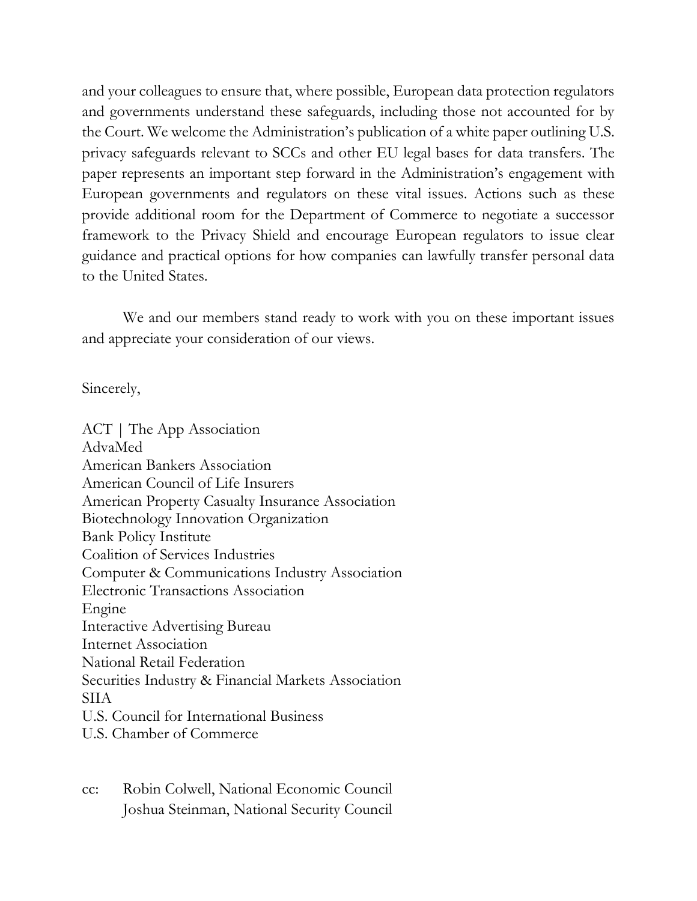and your colleagues to ensure that, where possible, European data protection regulators and governments understand these safeguards, including those not accounted for by the Court. We welcome the Administration's publication of a white paper outlining U.S. privacy safeguards relevant to SCCs and other EU legal bases for data transfers. The paper represents an important step forward in the Administration's engagement with European governments and regulators on these vital issues. Actions such as these provide additional room for the Department of Commerce to negotiate a successor framework to the Privacy Shield and encourage European regulators to issue clear guidance and practical options for how companies can lawfully transfer personal data to the United States.

We and our members stand ready to work with you on these important issues and appreciate your consideration of our views.

Sincerely,

ACT | The App Association
AdvaMed
American Bankers Association
American Council of Life Insurers
American Property Casualty Insurance Association
Biotechnology Innovation Organization
Bank Policy Institute
Coalition of Services Industries
Computer & Communications Industry Association
Electronic Transactions Association
Engine
Interactive Advertising Bureau
Internet Association
National Retail Federation
Securities Industry & Financial Markets Association
SIIA
U.S. Council for International Business
U.S. Chamber of Commerce

cc: Robin Colwell, National Economic Council
Joshua Steinman, National Security Council